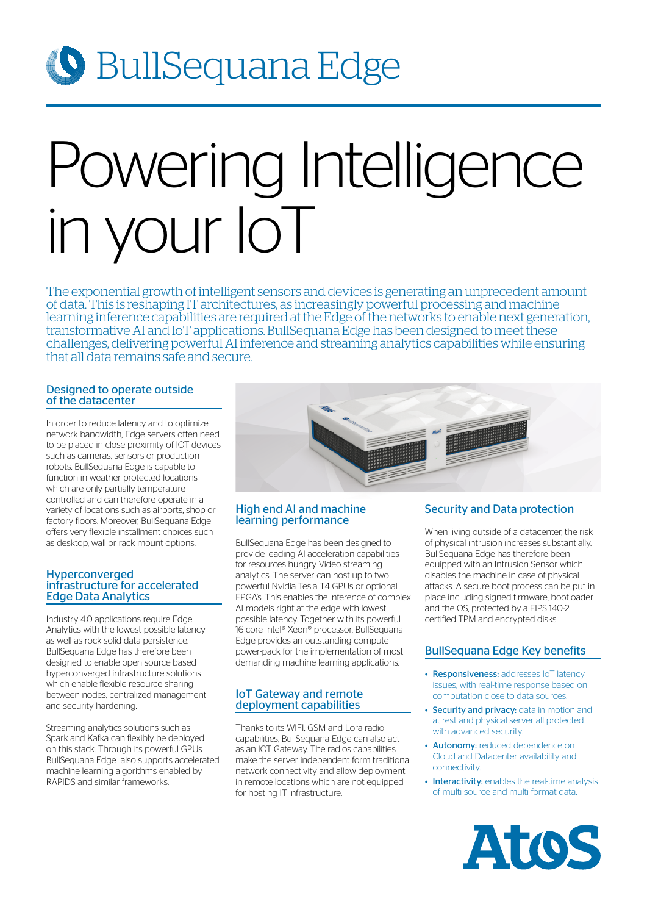# BullSequana Edge

# Powering Intelligence in your IoT

The exponential growth of intelligent sensors and devices is generating an unprecedent amount of data. This is reshaping IT architectures, as increasingly powerful processing and machine learning inference capabilities are required at the Edge of the networks to enable next generation, transformative AI and IoT applications. BullSequana Edge has been designed to meet these challenges, delivering powerful AI inference and streaming analytics capabilities while ensuring that all data remains safe and secure.

## Designed to operate outside of the datacenter

In order to reduce latency and to optimize network bandwidth, Edge servers often need to be placed in close proximity of IOT devices such as cameras, sensors or production robots. BullSequana Edge is capable to function in weather protected locations which are only partially temperature controlled and can therefore operate in a variety of locations such as airports, shop or factory floors. Moreover, BullSequana Edge offers very flexible installment choices such as desktop, wall or rack mount options.

## Hyperconverged infrastructure for accelerated Edge Data Analytics

Industry 4.0 applications require Edge Analytics with the lowest possible latency as well as rock solid data persistence. BullSequana Edge has therefore been designed to enable open source based hyperconverged infrastructure solutions which enable flexible resource sharing between nodes, centralized management and security hardening.

Streaming analytics solutions such as Spark and Kafka can flexibly be deployed on this stack. Through its powerful GPUs BullSequana Edge also supports accelerated machine learning algorithms enabled by RAPIDS and similar frameworks.

## High end AI and machine learning performance

BullSequana Edge has been designed to provide leading AI acceleration capabilities for resources hungry Video streaming analytics. The server can host up to two powerful Nvidia Tesla T4 GPUs or optional FPGA's. This enables the inference of complex AI models right at the edge with lowest possible latency. Together with its powerful 16 core Intel® Xeon® processor, BullSequana Edge provides an outstanding compute power-pack for the implementation of most demanding machine learning applications.

## IoT Gateway and remote deployment capabilities

Thanks to its WIFI, GSM and Lora radio capabilities, BullSequana Edge can also act as an IOT Gateway. The radios capabilities make the server independent form traditional network connectivity and allow deployment in remote locations which are not equipped for hosting IT infrastructure.

## Security and Data protection

When living outside of a datacenter, the risk of physical intrusion increases substantially. BullSequana Edge has therefore been equipped with an Intrusion Sensor which disables the machine in case of physical attacks. A secure boot process can be put in place including signed firmware, bootloader and the OS, protected by a FIPS 140-2 certified TPM and encrypted disks.

## BullSequana Edge Key benefits

- **Responsiveness:** addresses IoT latency issues, with real-time response based on computation close to data sources.
- **Security and privacy:** data in motion and at rest and physical server all protected with advanced security.
- **Autonomy:** reduced dependence on Cloud and Datacenter availability and connectivity.
- **Interactivity:** enables the real-time analysis of multi-source and multi-format data.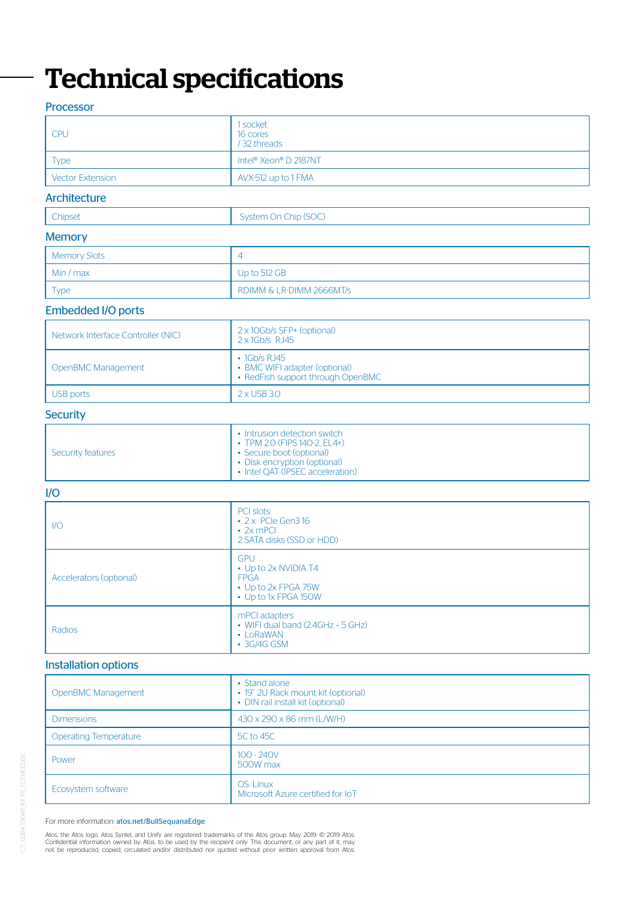# Technical specifications

## Processor

| | |
|---|---|
| CPU | 1 socket<br>16 cores<br>/ 32 threads |
| Type | Intel® Xeon® D 2187NT |
| Vector Extension | AVX-512 up to 1 FMA |

## Architecture

| | |
|---|---|
| Chipset | System On Chip (SOC) |

## Memory

| | |
|---|---|
| Memory Slots | 4 |
| Min / max | Up to 512 GB |
| Type | RDIMM & LR-DIMM 2666MT/s |

## Embedded I/O ports

| | |
|---|---|
| Network Interface Controller (NIC) | 2 x 10Gb/s SFP+ (optional)<br>2 x 1Gb/s RJ45 |
| OpenBMC Management | • 1Gb/s RJ45<br>• BMC WIFI adapter (optional)<br>• RedFish support through OpenBMC |
| USB ports | 2 x USB 3.0 |

## Security

| | |
|---|---|
| Security features | • Intrusion detection switch<br>• TPM 2.0 (FIPS 140-2, EL4+)<br>• Secure boot (optional)<br>• Disk encryption (optional)<br>• Intel QAT (IPSEC acceleration) |

## I/O

| | |
|---|---|
| I/O | PCI slots:<br>• 2 x PCIe Gen3 16<br>• 2x mPCI<br>2 SATA disks (SSD or HDD) |
| Accelerators (optional) | GPU<br>• Up to 2x NVIDIA T4<br>FPGA<br>• Up to 2x FPGA 75W<br>• Up to 1x FPGA 150W |
| Radios | mPCI adapters<br>• WIFI dual band (2.4GHz - 5 GHz)<br>• LoRaWAN<br>• 3G/4G GSM |

## Installation options

| | |
|---|---|
| OpenBMC Management | • Stand alone<br>• 19" 2U Rack mount kit (optional)<br>• DIN rail install kit (optional) |
| Dimensions | 430 x 290 x 86 mm (L/W/H) |
| Operating Temperature | 5C to 45C |
| Power | 100 - 240V<br>500W max |
| Ecosystem software | OS: Linux<br>Microsoft Azure certified for IoT |

For more information: atos.net/BullSequanaEdge

Atos, the Atos logo, Atos Syntel, and Unify are registered trademarks of the Atos group. May 2019. © 2019 Atos. Confidential information owned by Atos, to be used by the recipient only. This document, or any part of it, may not be reproduced, copied, circulated and/or distributed nor quoted without prior written approval from Atos.

CT_J2264_190411_RY_FS_TOTHEEDGE